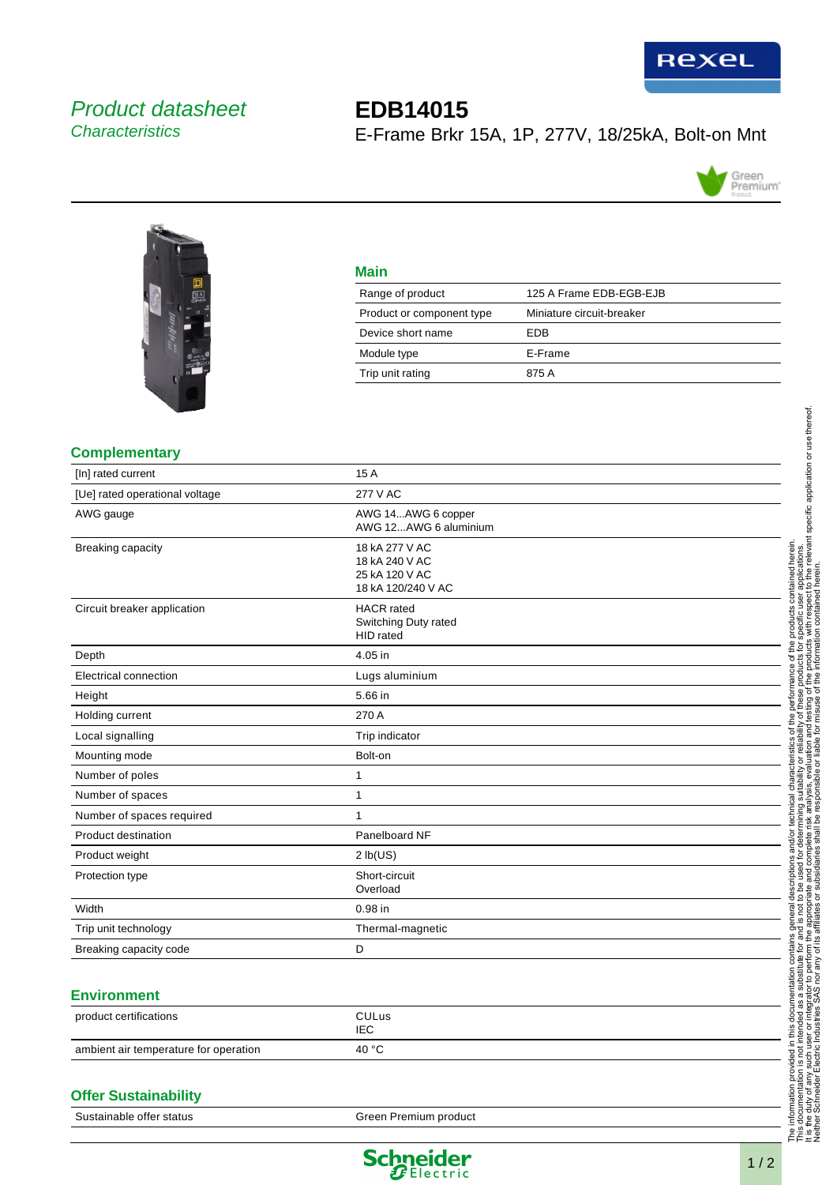*Product datasheet*
*Characteristics*

# EDB14015

E-Frame Brkr 15A, 1P, 277V, 18/25kA, Bolt-on Mnt

## Main

| | |
|---|---|
| Range of product | 125 A Frame EDB-EGB-EJB |
| Product or component type | Miniature circuit-breaker |
| Device short name | EDB |
| Module type | E-Frame |
| Trip unit rating | 875 A |

## Complementary

| | |
|---|---|
| [In] rated current | 15 A |
| [Ue] rated operational voltage | 277 V AC |
| AWG gauge | AWG 14...AWG 6 copper<br>AWG 12...AWG 6 aluminium |
| Breaking capacity | 18 kA 277 V AC<br>18 kA 240 V AC<br>25 kA 120 V AC<br>18 kA 120/240 V AC |
| Circuit breaker application | HACR rated<br>Switching Duty rated<br>HID rated |
| Depth | 4.05 in |
| Electrical connection | Lugs aluminium |
| Height | 5.66 in |
| Holding current | 270 A |
| Local signalling | Trip indicator |
| Mounting mode | Bolt-on |
| Number of poles | 1 |
| Number of spaces | 1 |
| Number of spaces required | 1 |
| Product destination | Panelboard NF |
| Product weight | 2 lb(US) |
| Protection type | Short-circuit<br>Overload |
| Width | 0.98 in |
| Trip unit technology | Thermal-magnetic |
| Breaking capacity code | D |

## Environment

| | |
|---|---|
| product certifications | CULus<br>IEC |
| ambient air temperature for operation | 40 °C |

## Offer Sustainability

| | |
|---|---|
| Sustainable offer status | Green Premium product |

The information provided in this documentation contains general descriptions and/or technical characteristics of the performance of the products contained herein. This documentation is not intended as a substitute for and is not to be used for determining suitability or reliability of these products for specific user applications. It is the duty of any such user or integrator to perform the appropriate and complete risk analysis, evaluation and testing of the products with respect to the relevant specific application or use thereof. Neither Schneider Electric Industries SAS nor any of its affiliates or subsidiaries shall be responsible or liable for misuse of the information contained herein.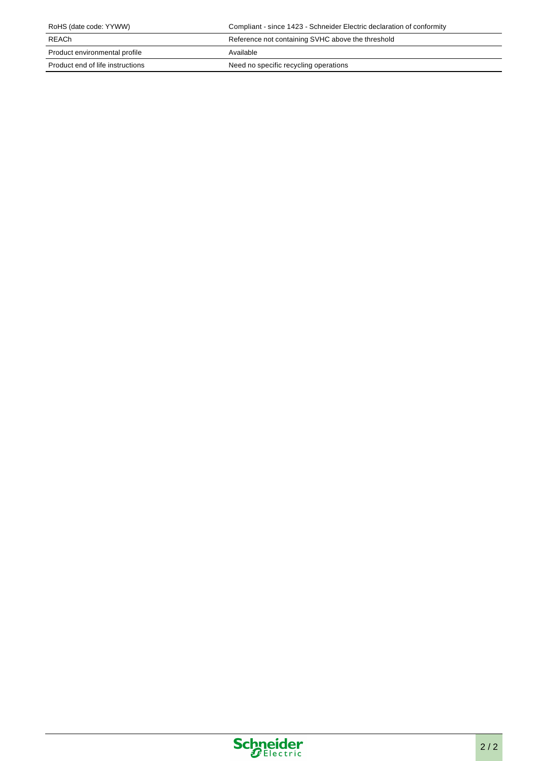| | |
|---|---|
| RoHS (date code: YYWW) | Compliant - since 1423 - Schneider Electric declaration of conformity |
| REACh | Reference not containing SVHC above the threshold |
| Product environmental profile | Available |
| Product end of life instructions | Need no specific recycling operations |